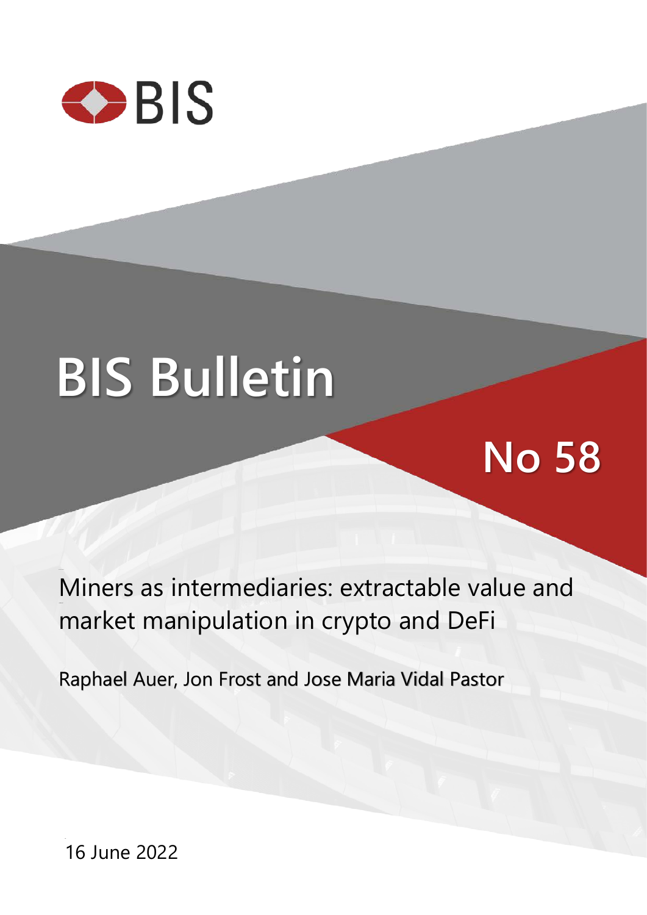BIS

# BIS Bulletin

## No 58

Miners as intermediaries: extractable value and market manipulation in crypto and DeFi

Raphael Auer, Jon Frost and Jose Maria Vidal Pastor

16 June 2022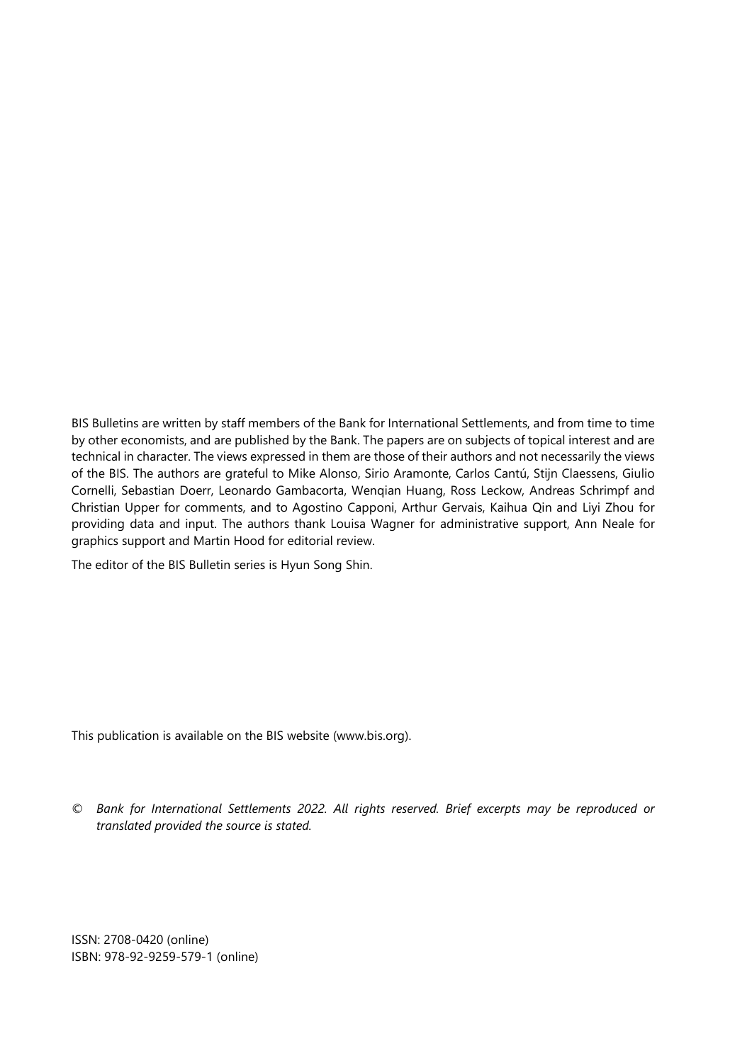BIS Bulletins are written by staff members of the Bank for International Settlements, and from time to time by other economists, and are published by the Bank. The papers are on subjects of topical interest and are technical in character. The views expressed in them are those of their authors and not necessarily the views of the BIS. The authors are grateful to Mike Alonso, Sirio Aramonte, Carlos Cantú, Stijn Claessens, Giulio Cornelli, Sebastian Doerr, Leonardo Gambacorta, Wenqian Huang, Ross Leckow, Andreas Schrimpf and Christian Upper for comments, and to Agostino Capponi, Arthur Gervais, Kaihua Qin and Liyi Zhou for providing data and input. The authors thank Louisa Wagner for administrative support, Ann Neale for graphics support and Martin Hood for editorial review.

The editor of the BIS Bulletin series is Hyun Song Shin.

This publication is available on the BIS website (www.bis.org).

© *Bank for International Settlements 2022. All rights reserved. Brief excerpts may be reproduced or translated provided the source is stated.*

ISSN: 2708-0420 (online)
ISBN: 978-92-9259-579-1 (online)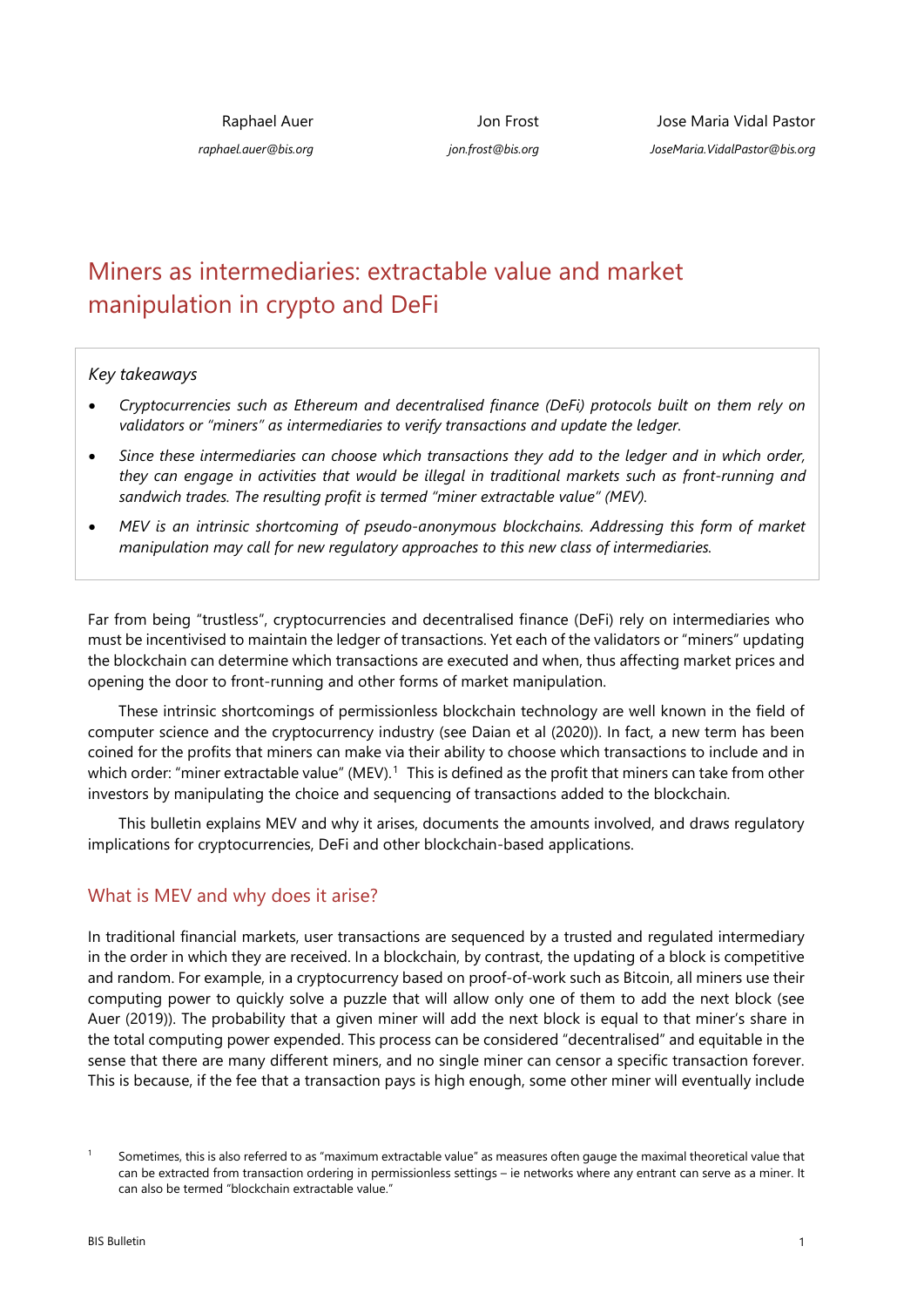Raphael Auer
*raphael.auer@bis.org*

Jon Frost
*jon.frost@bis.org*

Jose Maria Vidal Pastor
*JoseMaria.VidalPastor@bis.org*

# Miners as intermediaries: extractable value and market manipulation in crypto and DeFi

*Key takeaways*

- *Cryptocurrencies such as Ethereum and decentralised finance (DeFi) protocols built on them rely on validators or "miners" as intermediaries to verify transactions and update the ledger.*
- *Since these intermediaries can choose which transactions they add to the ledger and in which order, they can engage in activities that would be illegal in traditional markets such as front-running and sandwich trades. The resulting profit is termed "miner extractable value" (MEV).*
- *MEV is an intrinsic shortcoming of pseudo-anonymous blockchains. Addressing this form of market manipulation may call for new regulatory approaches to this new class of intermediaries.*

Far from being "trustless", cryptocurrencies and decentralised finance (DeFi) rely on intermediaries who must be incentivised to maintain the ledger of transactions. Yet each of the validators or "miners" updating the blockchain can determine which transactions are executed and when, thus affecting market prices and opening the door to front-running and other forms of market manipulation.

These intrinsic shortcomings of permissionless blockchain technology are well known in the field of computer science and the cryptocurrency industry (see Daian et al (2020)). In fact, a new term has been coined for the profits that miners can make via their ability to choose which transactions to include and in which order: "miner extractable value" (MEV).[1] This is defined as the profit that miners can take from other investors by manipulating the choice and sequencing of transactions added to the blockchain.

This bulletin explains MEV and why it arises, documents the amounts involved, and draws regulatory implications for cryptocurrencies, DeFi and other blockchain-based applications.

## What is MEV and why does it arise?

In traditional financial markets, user transactions are sequenced by a trusted and regulated intermediary in the order in which they are received. In a blockchain, by contrast, the updating of a block is competitive and random. For example, in a cryptocurrency based on proof-of-work such as Bitcoin, all miners use their computing power to quickly solve a puzzle that will allow only one of them to add the next block (see Auer (2019)). The probability that a given miner will add the next block is equal to that miner's share in the total computing power expended. This process can be considered "decentralised" and equitable in the sense that there are many different miners, and no single miner can censor a specific transaction forever. This is because, if the fee that a transaction pays is high enough, some other miner will eventually include

[1] Sometimes, this is also referred to as "maximum extractable value" as measures often gauge the maximal theoretical value that can be extracted from transaction ordering in permissionless settings – ie networks where any entrant can serve as a miner. It can also be termed "blockchain extractable value."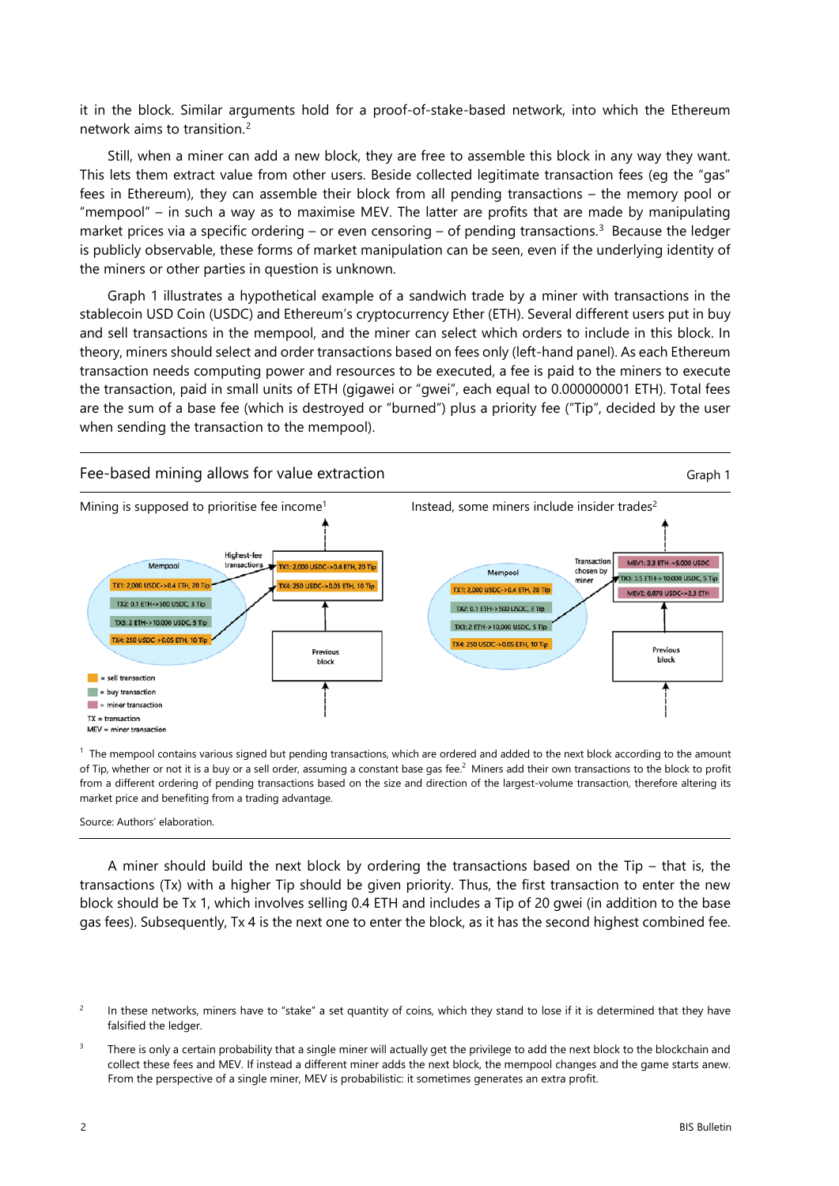it in the block. Similar arguments hold for a proof-of-stake-based network, into which the Ethereum network aims to transition.[2]

Still, when a miner can add a new block, they are free to assemble this block in any way they want. This lets them extract value from other users. Beside collected legitimate transaction fees (eg the "gas" fees in Ethereum), they can assemble their block from all pending transactions – the memory pool or "mempool" – in such a way as to maximise MEV. The latter are profits that are made by manipulating market prices via a specific ordering – or even censoring – of pending transactions.[3] Because the ledger is publicly observable, these forms of market manipulation can be seen, even if the underlying identity of the miners or other parties in question is unknown.

Graph 1 illustrates a hypothetical example of a sandwich trade by a miner with transactions in the stablecoin USD Coin (USDC) and Ethereum's cryptocurrency Ether (ETH). Several different users put in buy and sell transactions in the mempool, and the miner can select which orders to include in this block. In theory, miners should select and order transactions based on fees only (left-hand panel). As each Ethereum transaction needs computing power and resources to be executed, a fee is paid to the miners to execute the transaction, paid in small units of ETH (gigawei or "gwei", each equal to 0.000000001 ETH). Total fees are the sum of a base fee (which is destroyed or "burned") plus a priority fee ("Tip", decided by the user when sending the transaction to the mempool).

**Fee-based mining allows for value extraction** — Graph 1

Mining is supposed to prioritise fee income[1]

Mempool: TX1: 2,000 USDC->0.4 ETH, 20 Tip; TX2: 0.1 ETH->500 USDC, 3 Tip; TX3: 2 ETH->10,000 USDC, 5 Tip; TX4: 250 USDC->0.05 ETH, 10 Tip

Highest-fee transactions → Block: TX1: 2,000 USDC->0.4 ETH, 20 Tip; TX4: 250 USDC->0.05 ETH, 10 Tip — Previous block

Instead, some miners include insider trades[2]

Mempool: TX1: 2,000 USDC->0.4 ETH, 20 Tip; TX2: 0.1 ETH->500 USDC, 3 Tip; TX3: 2 ETH->10,000 USDC, 5 Tip; TX4: 250 USDC->0.05 ETH, 10 Tip

Transaction chosen by miner → Block: MEV1: 2.3 ETH->5,000 USDC; TX3: 3.5 ETH->10,000 USDC, 5 Tip; MEV2: 6,870 USDC->2.3 ETH — Previous block

Legend: = sell transaction; = buy transaction; = miner transaction; TX = transaction; MEV = miner transaction

[1] The mempool contains various signed but pending transactions, which are ordered and added to the next block according to the amount of Tip, whether or not it is a buy or a sell order, assuming a constant base gas fee.[2] Miners add their own transactions to the block to profit from a different ordering of pending transactions based on the size and direction of the largest-volume transaction, therefore altering its market price and benefiting from a trading advantage.

Source: Authors' elaboration.

A miner should build the next block by ordering the transactions based on the Tip – that is, the transactions (Tx) with a higher Tip should be given priority. Thus, the first transaction to enter the new block should be Tx 1, which involves selling 0.4 ETH and includes a Tip of 20 gwei (in addition to the base gas fees). Subsequently, Tx 4 is the next one to enter the block, as it has the second highest combined fee.

[2] In these networks, miners have to "stake" a set quantity of coins, which they stand to lose if it is determined that they have falsified the ledger.

[3] There is only a certain probability that a single miner will actually get the privilege to add the next block to the blockchain and collect these fees and MEV. If instead a different miner adds the next block, the mempool changes and the game starts anew. From the perspective of a single miner, MEV is probabilistic: it sometimes generates an extra profit.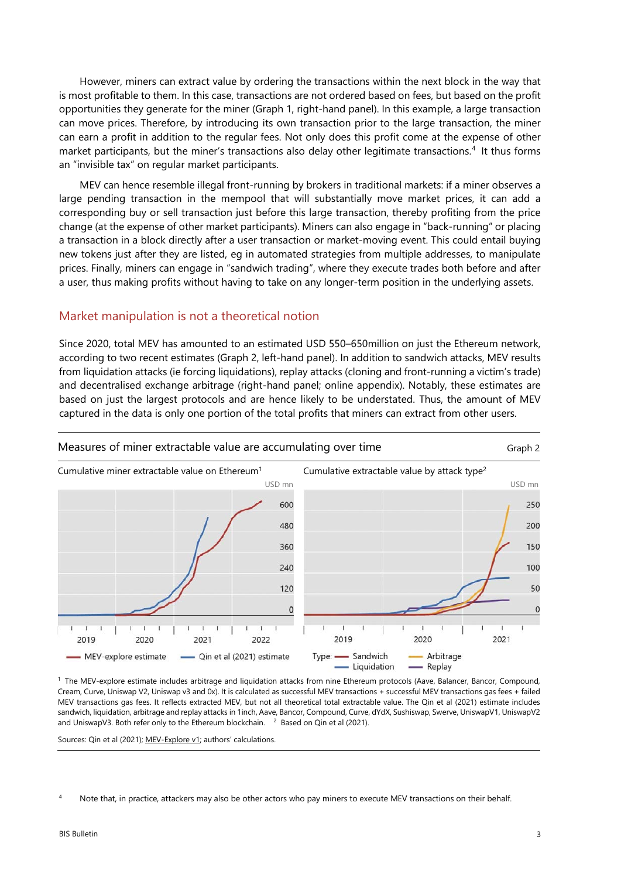However, miners can extract value by ordering the transactions within the next block in the way that is most profitable to them. In this case, transactions are not ordered based on fees, but based on the profit opportunities they generate for the miner (Graph 1, right-hand panel). In this example, a large transaction can move prices. Therefore, by introducing its own transaction prior to the large transaction, the miner can earn a profit in addition to the regular fees. Not only does this profit come at the expense of other market participants, but the miner's transactions also delay other legitimate transactions.[4] It thus forms an "invisible tax" on regular market participants.

MEV can hence resemble illegal front-running by brokers in traditional markets: if a miner observes a large pending transaction in the mempool that will substantially move market prices, it can add a corresponding buy or sell transaction just before this large transaction, thereby profiting from the price change (at the expense of other market participants). Miners can also engage in "back-running" or placing a transaction in a block directly after a user transaction or market-moving event. This could entail buying new tokens just after they are listed, eg in automated strategies from multiple addresses, to manipulate prices. Finally, miners can engage in "sandwich trading", where they execute trades both before and after a user, thus making profits without having to take on any longer-term position in the underlying assets.

## Market manipulation is not a theoretical notion

Since 2020, total MEV has amounted to an estimated USD 550–650million on just the Ethereum network, according to two recent estimates (Graph 2, left-hand panel). In addition to sandwich attacks, MEV results from liquidation attacks (ie forcing liquidations), replay attacks (cloning and front-running a victim's trade) and decentralised exchange arbitrage (right-hand panel; online appendix). Notably, these estimates are based on just the largest protocols and are hence likely to be understated. Thus, the amount of MEV captured in the data is only one portion of the total profits that miners can extract from other users.

**Measures of miner extractable value are accumulating over time** — Graph 2

Cumulative miner extractable value on Ethereum[1] (USD mn) — MEV-explore estimate; Qin et al (2021) estimate

Cumulative extractable value by attack type[2] (USD mn) — Type: Sandwich; Liquidation; Arbitrage; Replay

[1] The MEV-explore estimate includes arbitrage and liquidation attacks from nine Ethereum protocols (Aave, Balancer, Bancor, Compound, Cream, Curve, Uniswap V2, Uniswap v3 and 0x). It is calculated as successful MEV transactions + successful MEV transactions gas fees + failed MEV transactions gas fees. It reflects extracted MEV, but not all theoretical total extractable value. The Qin et al (2021) estimate includes sandwich, liquidation, arbitrage and replay attacks in 1inch, Aave, Bancor, Compound, Curve, dYdX, Sushiswap, Swerve, UniswapV1, UniswapV2 and UniswapV3. Both refer only to the Ethereum blockchain. [2] Based on Qin et al (2021).

Sources: Qin et al (2021); MEV-Explore v1; authors' calculations.

[4] Note that, in practice, attackers may also be other actors who pay miners to execute MEV transactions on their behalf.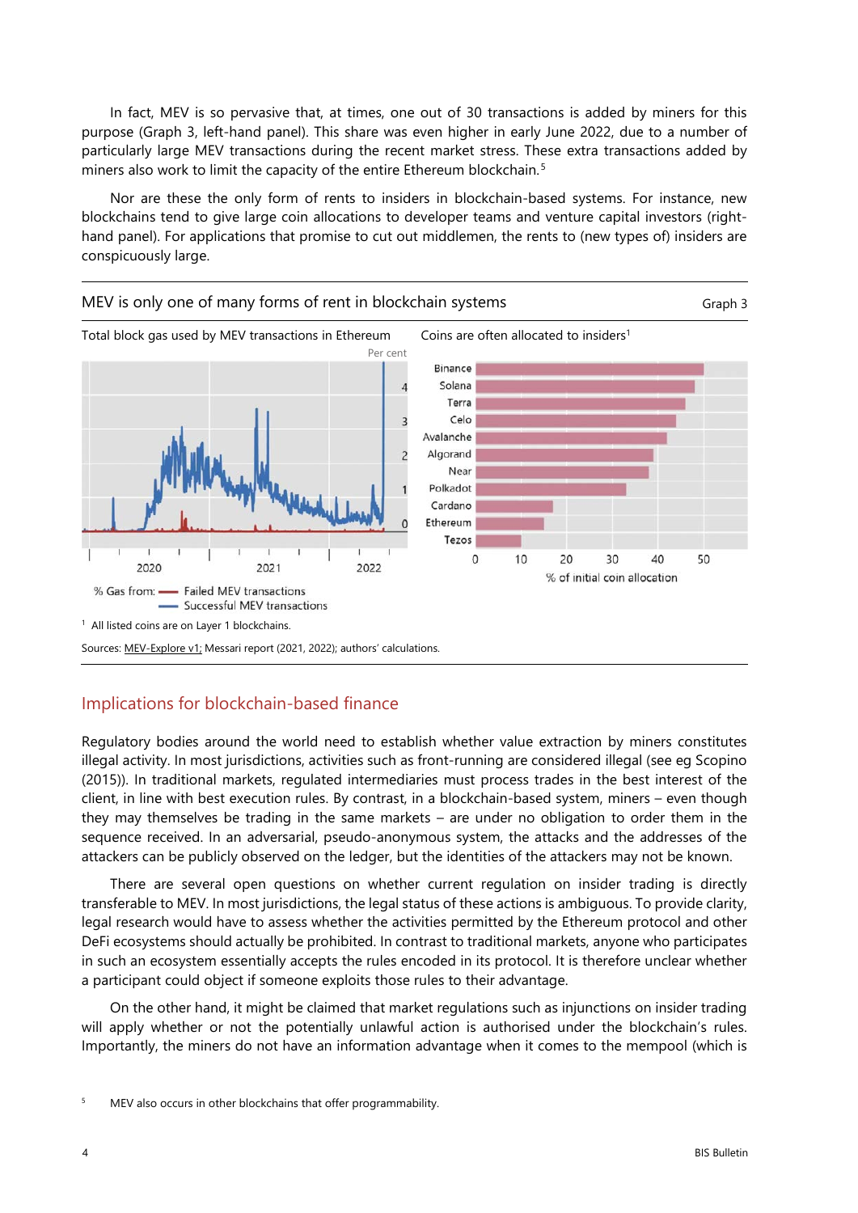In fact, MEV is so pervasive that, at times, one out of 30 transactions is added by miners for this purpose (Graph 3, left-hand panel). This share was even higher in early June 2022, due to a number of particularly large MEV transactions during the recent market stress. These extra transactions added by miners also work to limit the capacity of the entire Ethereum blockchain.[5]

Nor are these the only form of rents to insiders in blockchain-based systems. For instance, new blockchains tend to give large coin allocations to developer teams and venture capital investors (right-hand panel). For applications that promise to cut out middlemen, the rents to (new types of) insiders are conspicuously large.

MEV is only one of many forms of rent in blockchain systems — Graph 3

Total block gas used by MEV transactions in Ethereum — Per cent

% Gas from: Failed MEV transactions; Successful MEV transactions

Coins are often allocated to insiders[1]

% of initial coin allocation

[1] All listed coins are on Layer 1 blockchains.

Sources: MEV-Explore v1; Messari report (2021, 2022); authors' calculations.

## Implications for blockchain-based finance

Regulatory bodies around the world need to establish whether value extraction by miners constitutes illegal activity. In most jurisdictions, activities such as front-running are considered illegal (see eg Scopino (2015)). In traditional markets, regulated intermediaries must process trades in the best interest of the client, in line with best execution rules. By contrast, in a blockchain-based system, miners – even though they may themselves be trading in the same markets – are under no obligation to order them in the sequence received. In an adversarial, pseudo-anonymous system, the attacks and the addresses of the attackers can be publicly observed on the ledger, but the identities of the attackers may not be known.

There are several open questions on whether current regulation on insider trading is directly transferable to MEV. In most jurisdictions, the legal status of these actions is ambiguous. To provide clarity, legal research would have to assess whether the activities permitted by the Ethereum protocol and other DeFi ecosystems should actually be prohibited. In contrast to traditional markets, anyone who participates in such an ecosystem essentially accepts the rules encoded in its protocol. It is therefore unclear whether a participant could object if someone exploits those rules to their advantage.

On the other hand, it might be claimed that market regulations such as injunctions on insider trading will apply whether or not the potentially unlawful action is authorised under the blockchain's rules. Importantly, the miners do not have an information advantage when it comes to the mempool (which is

[5] MEV also occurs in other blockchains that offer programmability.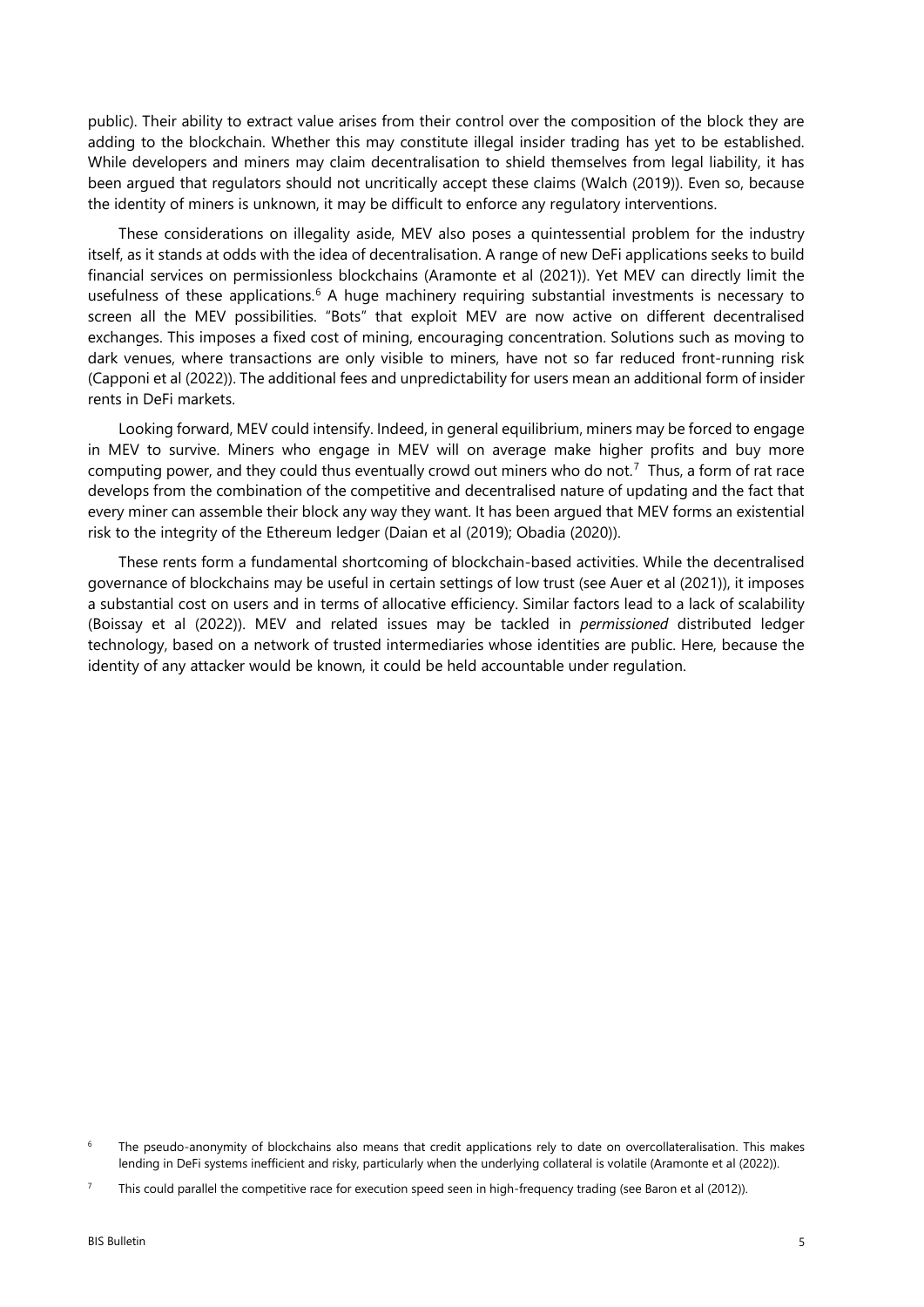public). Their ability to extract value arises from their control over the composition of the block they are adding to the blockchain. Whether this may constitute illegal insider trading has yet to be established. While developers and miners may claim decentralisation to shield themselves from legal liability, it has been argued that regulators should not uncritically accept these claims (Walch (2019)). Even so, because the identity of miners is unknown, it may be difficult to enforce any regulatory interventions.

These considerations on illegality aside, MEV also poses a quintessential problem for the industry itself, as it stands at odds with the idea of decentralisation. A range of new DeFi applications seeks to build financial services on permissionless blockchains (Aramonte et al (2021)). Yet MEV can directly limit the usefulness of these applications.[6] A huge machinery requiring substantial investments is necessary to screen all the MEV possibilities. "Bots" that exploit MEV are now active on different decentralised exchanges. This imposes a fixed cost of mining, encouraging concentration. Solutions such as moving to dark venues, where transactions are only visible to miners, have not so far reduced front-running risk (Capponi et al (2022)). The additional fees and unpredictability for users mean an additional form of insider rents in DeFi markets.

Looking forward, MEV could intensify. Indeed, in general equilibrium, miners may be forced to engage in MEV to survive. Miners who engage in MEV will on average make higher profits and buy more computing power, and they could thus eventually crowd out miners who do not.[7] Thus, a form of rat race develops from the combination of the competitive and decentralised nature of updating and the fact that every miner can assemble their block any way they want. It has been argued that MEV forms an existential risk to the integrity of the Ethereum ledger (Daian et al (2019); Obadia (2020)).

These rents form a fundamental shortcoming of blockchain-based activities. While the decentralised governance of blockchains may be useful in certain settings of low trust (see Auer et al (2021)), it imposes a substantial cost on users and in terms of allocative efficiency. Similar factors lead to a lack of scalability (Boissay et al (2022)). MEV and related issues may be tackled in *permissioned* distributed ledger technology, based on a network of trusted intermediaries whose identities are public. Here, because the identity of any attacker would be known, it could be held accountable under regulation.

---

[6] The pseudo-anonymity of blockchains also means that credit applications rely to date on overcollateralisation. This makes lending in DeFi systems inefficient and risky, particularly when the underlying collateral is volatile (Aramonte et al (2022)).

[7] This could parallel the competitive race for execution speed seen in high-frequency trading (see Baron et al (2012)).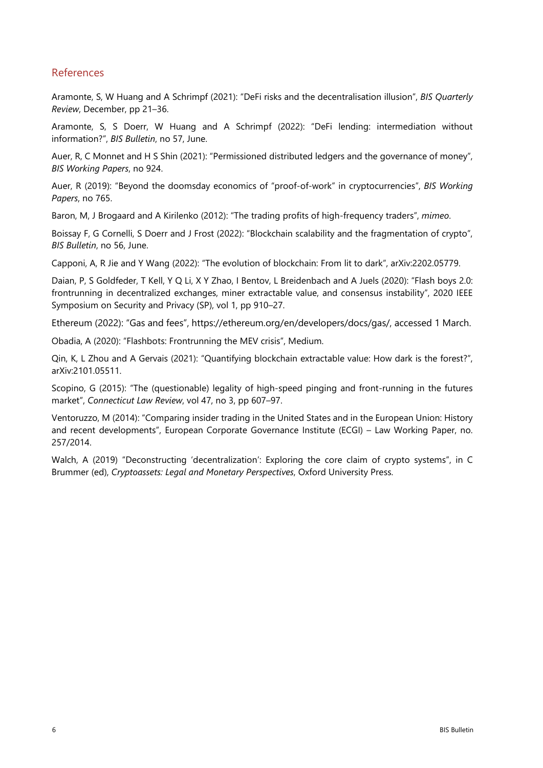## References

Aramonte, S, W Huang and A Schrimpf (2021): "DeFi risks and the decentralisation illusion", *BIS Quarterly Review*, December, pp 21–36.

Aramonte, S, S Doerr, W Huang and A Schrimpf (2022): "DeFi lending: intermediation without information?", *BIS Bulletin*, no 57, June.

Auer, R, C Monnet and H S Shin (2021): "Permissioned distributed ledgers and the governance of money", *BIS Working Papers*, no 924.

Auer, R (2019): "Beyond the doomsday economics of "proof-of-work" in cryptocurrencies", *BIS Working Papers*, no 765.

Baron, M, J Brogaard and A Kirilenko (2012): "The trading profits of high-frequency traders", *mimeo*.

Boissay F, G Cornelli, S Doerr and J Frost (2022): "Blockchain scalability and the fragmentation of crypto", *BIS Bulletin*, no 56, June.

Capponi, A, R Jie and Y Wang (2022): "The evolution of blockchain: From lit to dark", arXiv:2202.05779.

Daian, P, S Goldfeder, T Kell, Y Q Li, X Y Zhao, I Bentov, L Breidenbach and A Juels (2020): "Flash boys 2.0: frontrunning in decentralized exchanges, miner extractable value, and consensus instability", 2020 IEEE Symposium on Security and Privacy (SP), vol 1, pp 910–27.

Ethereum (2022): "Gas and fees", https://ethereum.org/en/developers/docs/gas/, accessed 1 March.

Obadia, A (2020): "Flashbots: Frontrunning the MEV crisis", Medium.

Qin, K, L Zhou and A Gervais (2021): "Quantifying blockchain extractable value: How dark is the forest?", arXiv:2101.05511.

Scopino, G (2015): "The (questionable) legality of high-speed pinging and front-running in the futures market", *Connecticut Law Review*, vol 47, no 3, pp 607–97.

Ventoruzzo, M (2014): "Comparing insider trading in the United States and in the European Union: History and recent developments", European Corporate Governance Institute (ECGI) – Law Working Paper, no. 257/2014.

Walch, A (2019) "Deconstructing 'decentralization': Exploring the core claim of crypto systems", in C Brummer (ed), *Cryptoassets: Legal and Monetary Perspectives*, Oxford University Press.